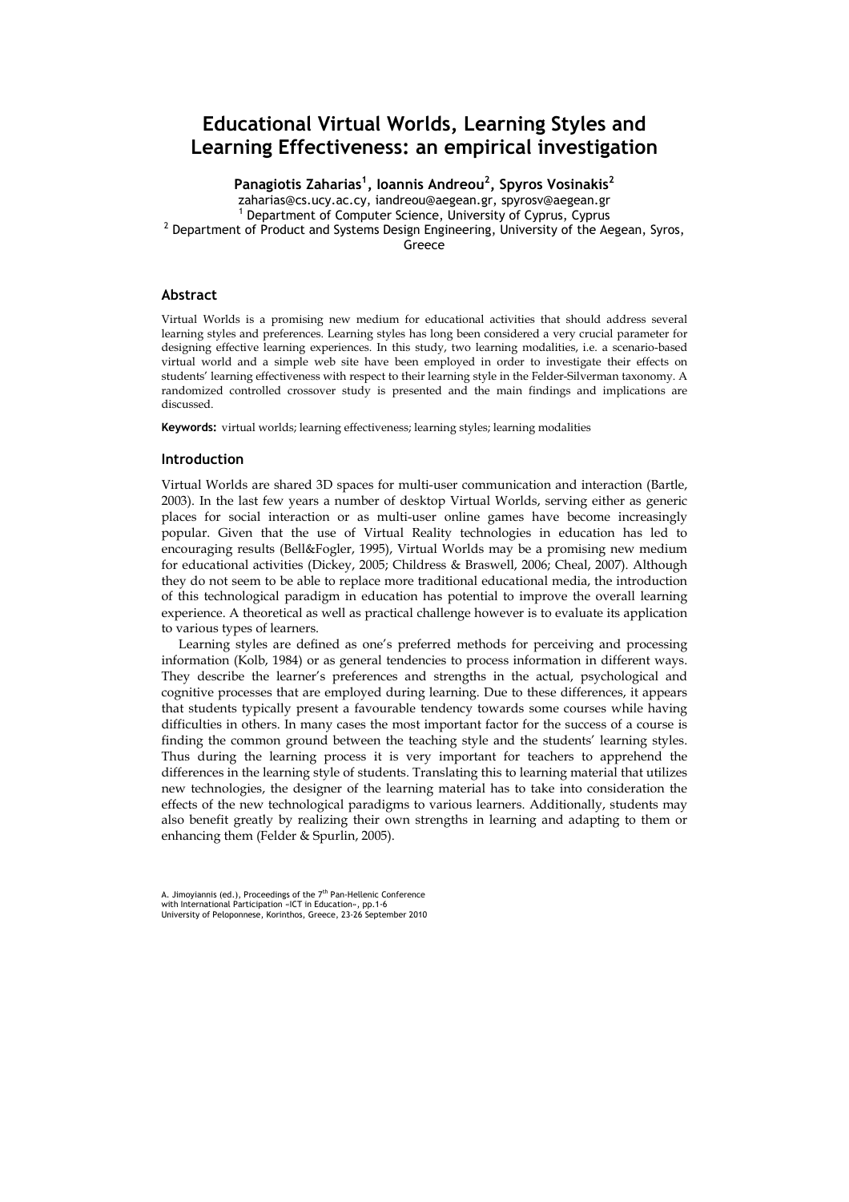# Educational Virtual Worlds, Learning Styles and Learning Effectiveness: an empirical investigation

**Panagiotis Zaharias[1], Ioannis Andreou[2], Spyros Vosinakis[2]**

zaharias@cs.ucy.ac.cy, iandreou@aegean.gr, spyrosv@aegean.gr

[1] Department of Computer Science, University of Cyprus, Cyprus

[2] Department of Product and Systems Design Engineering, University of the Aegean, Syros, Greece

## Abstract

Virtual Worlds is a promising new medium for educational activities that should address several learning styles and preferences. Learning styles has long been considered a very crucial parameter for designing effective learning experiences. In this study, two learning modalities, i.e. a scenario-based virtual world and a simple web site have been employed in order to investigate their effects on students' learning effectiveness with respect to their learning style in the Felder-Silverman taxonomy. A randomized controlled crossover study is presented and the main findings and implications are discussed.

**Keywords:** virtual worlds; learning effectiveness; learning styles; learning modalities

## Introduction

Virtual Worlds are shared 3D spaces for multi-user communication and interaction (Bartle, 2003). In the last few years a number of desktop Virtual Worlds, serving either as generic places for social interaction or as multi-user online games have become increasingly popular. Given that the use of Virtual Reality technologies in education has led to encouraging results (Bell&Fogler, 1995), Virtual Worlds may be a promising new medium for educational activities (Dickey, 2005; Childress & Braswell, 2006; Cheal, 2007). Although they do not seem to be able to replace more traditional educational media, the introduction of this technological paradigm in education has potential to improve the overall learning experience. A theoretical as well as practical challenge however is to evaluate its application to various types of learners.

Learning styles are defined as one's preferred methods for perceiving and processing information (Kolb, 1984) or as general tendencies to process information in different ways. They describe the learner's preferences and strengths in the actual, psychological and cognitive processes that are employed during learning. Due to these differences, it appears that students typically present a favourable tendency towards some courses while having difficulties in others. In many cases the most important factor for the success of a course is finding the common ground between the teaching style and the students' learning styles. Thus during the learning process it is very important for teachers to apprehend the differences in the learning style of students. Translating this to learning material that utilizes new technologies, the designer of the learning material has to take into consideration the effects of the new technological paradigms to various learners. Additionally, students may also benefit greatly by realizing their own strengths in learning and adapting to them or enhancing them (Felder & Spurlin, 2005).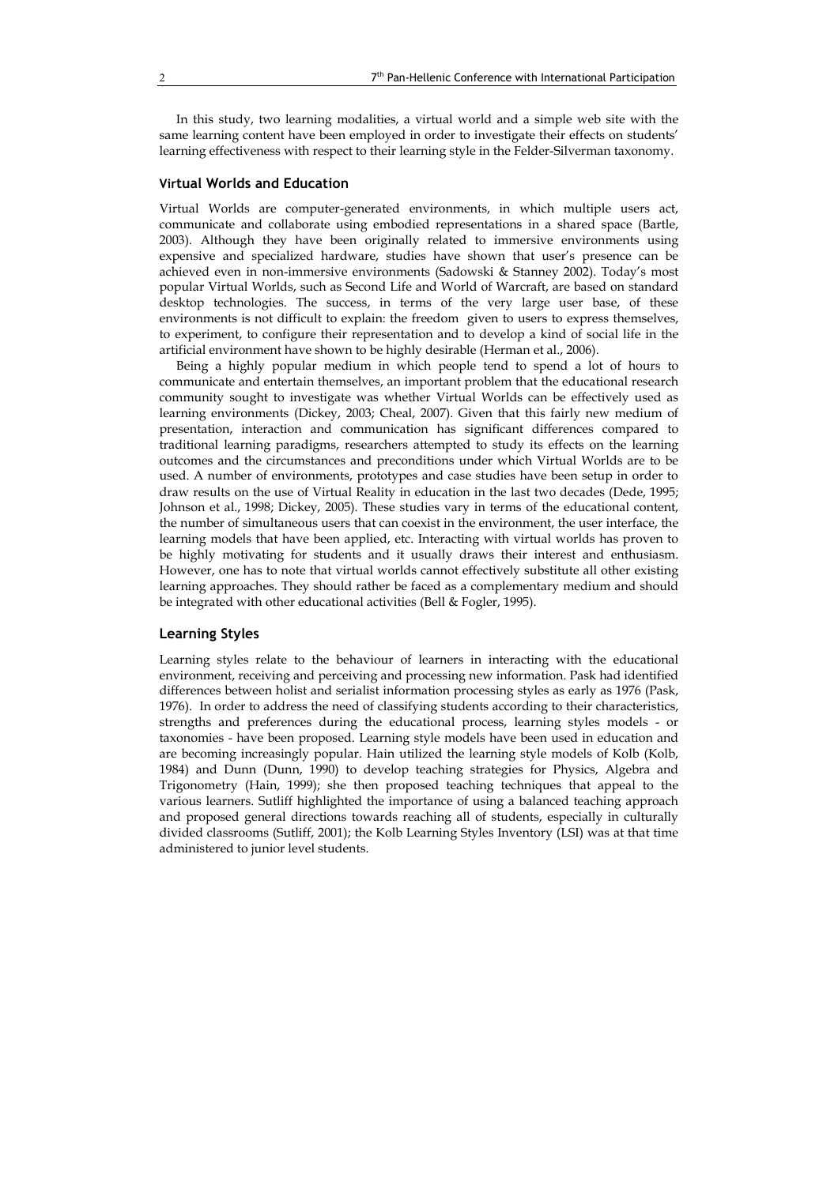In this study, two learning modalities, a virtual world and a simple web site with the same learning content have been employed in order to investigate their effects on students' learning effectiveness with respect to their learning style in the Felder-Silverman taxonomy.

## Virtual Worlds and Education

Virtual Worlds are computer-generated environments, in which multiple users act, communicate and collaborate using embodied representations in a shared space (Bartle, 2003). Although they have been originally related to immersive environments using expensive and specialized hardware, studies have shown that user's presence can be achieved even in non-immersive environments (Sadowski & Stanney 2002). Today's most popular Virtual Worlds, such as Second Life and World of Warcraft, are based on standard desktop technologies. The success, in terms of the very large user base, of these environments is not difficult to explain: the freedom given to users to express themselves, to experiment, to configure their representation and to develop a kind of social life in the artificial environment have shown to be highly desirable (Herman et al., 2006).

Being a highly popular medium in which people tend to spend a lot of hours to communicate and entertain themselves, an important problem that the educational research community sought to investigate was whether Virtual Worlds can be effectively used as learning environments (Dickey, 2003; Cheal, 2007). Given that this fairly new medium of presentation, interaction and communication has significant differences compared to traditional learning paradigms, researchers attempted to study its effects on the learning outcomes and the circumstances and preconditions under which Virtual Worlds are to be used. A number of environments, prototypes and case studies have been setup in order to draw results on the use of Virtual Reality in education in the last two decades (Dede, 1995; Johnson et al., 1998; Dickey, 2005). These studies vary in terms of the educational content, the number of simultaneous users that can coexist in the environment, the user interface, the learning models that have been applied, etc. Interacting with virtual worlds has proven to be highly motivating for students and it usually draws their interest and enthusiasm. However, one has to note that virtual worlds cannot effectively substitute all other existing learning approaches. They should rather be faced as a complementary medium and should be integrated with other educational activities (Bell & Fogler, 1995).

## Learning Styles

Learning styles relate to the behaviour of learners in interacting with the educational environment, receiving and perceiving and processing new information. Pask had identified differences between holist and serialist information processing styles as early as 1976 (Pask, 1976). In order to address the need of classifying students according to their characteristics, strengths and preferences during the educational process, learning styles models - or taxonomies - have been proposed. Learning style models have been used in education and are becoming increasingly popular. Hain utilized the learning style models of Kolb (Kolb, 1984) and Dunn (Dunn, 1990) to develop teaching strategies for Physics, Algebra and Trigonometry (Hain, 1999); she then proposed teaching techniques that appeal to the various learners. Sutliff highlighted the importance of using a balanced teaching approach and proposed general directions towards reaching all of students, especially in culturally divided classrooms (Sutliff, 2001); the Kolb Learning Styles Inventory (LSI) was at that time administered to junior level students.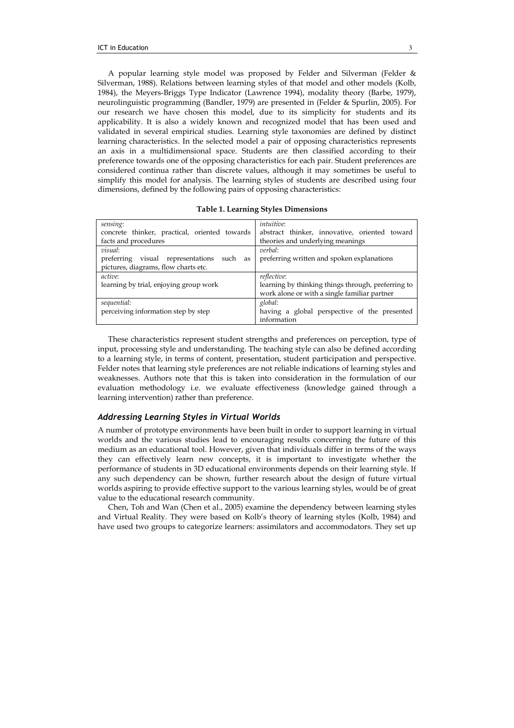A popular learning style model was proposed by Felder and Silverman (Felder & Silverman, 1988). Relations between learning styles of that model and other models (Kolb, 1984), the Meyers-Briggs Type Indicator (Lawrence 1994), modality theory (Barbe, 1979), neurolinguistic programming (Bandler, 1979) are presented in (Felder & Spurlin, 2005). For our research we have chosen this model, due to its simplicity for students and its applicability. It is also a widely known and recognized model that has been used and validated in several empirical studies. Learning style taxonomies are defined by distinct learning characteristics. In the selected model a pair of opposing characteristics represents an axis in a multidimensional space. Students are then classified according to their preference towards one of the opposing characteristics for each pair. Student preferences are considered continua rather than discrete values, although it may sometimes be useful to simplify this model for analysis. The learning styles of students are described using four dimensions, defined by the following pairs of opposing characteristics:

**Table 1. Learning Styles Dimensions**

| | |
|---|---|
| *sensing*:<br>concrete thinker, practical, oriented towards facts and procedures | *intuitive*:<br>abstract thinker, innovative, oriented toward theories and underlying meanings |
| *visual*:<br>preferring visual representations such as pictures, diagrams, flow charts etc. | *verbal*:<br>preferring written and spoken explanations |
| *active*:<br>learning by trial, enjoying group work | *reflective*:<br>learning by thinking things through, preferring to work alone or with a single familiar partner |
| *sequential*:<br>perceiving information step by step | *global*:<br>having a global perspective of the presented information |

These characteristics represent student strengths and preferences on perception, type of input, processing style and understanding. The teaching style can also be defined according to a learning style, in terms of content, presentation, student participation and perspective. Felder notes that learning style preferences are not reliable indications of learning styles and weaknesses. Authors note that this is taken into consideration in the formulation of our evaluation methodology i.e. we evaluate effectiveness (knowledge gained through a learning intervention) rather than preference.

### *Addressing Learning Styles in Virtual Worlds*

A number of prototype environments have been built in order to support learning in virtual worlds and the various studies lead to encouraging results concerning the future of this medium as an educational tool. However, given that individuals differ in terms of the ways they can effectively learn new concepts, it is important to investigate whether the performance of students in 3D educational environments depends on their learning style. If any such dependency can be shown, further research about the design of future virtual worlds aspiring to provide effective support to the various learning styles, would be of great value to the educational research community.

Chen, Toh and Wan (Chen et al., 2005) examine the dependency between learning styles and Virtual Reality. They were based on Kolb's theory of learning styles (Kolb, 1984) and have used two groups to categorize learners: assimilators and accommodators. They set up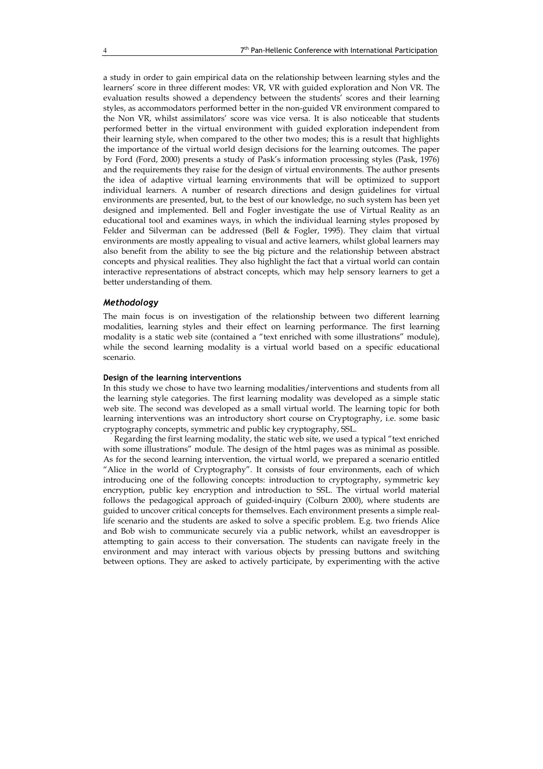a study in order to gain empirical data on the relationship between learning styles and the learners' score in three different modes: VR, VR with guided exploration and Non VR. The evaluation results showed a dependency between the students' scores and their learning styles, as accommodators performed better in the non-guided VR environment compared to the Non VR, whilst assimilators' score was vice versa. It is also noticeable that students performed better in the virtual environment with guided exploration independent from their learning style, when compared to the other two modes; this is a result that highlights the importance of the virtual world design decisions for the learning outcomes. The paper by Ford (Ford, 2000) presents a study of Pask's information processing styles (Pask, 1976) and the requirements they raise for the design of virtual environments. The author presents the idea of adaptive virtual learning environments that will be optimized to support individual learners. A number of research directions and design guidelines for virtual environments are presented, but, to the best of our knowledge, no such system has been yet designed and implemented. Bell and Fogler investigate the use of Virtual Reality as an educational tool and examines ways, in which the individual learning styles proposed by Felder and Silverman can be addressed (Bell & Fogler, 1995). They claim that virtual environments are mostly appealing to visual and active learners, whilst global learners may also benefit from the ability to see the big picture and the relationship between abstract concepts and physical realities. They also highlight the fact that a virtual world can contain interactive representations of abstract concepts, which may help sensory learners to get a better understanding of them.

### *Methodology*

The main focus is on investigation of the relationship between two different learning modalities, learning styles and their effect on learning performance. The first learning modality is a static web site (contained a "text enriched with some illustrations" module), while the second learning modality is a virtual world based on a specific educational scenario.

#### **Design of the learning interventions**

In this study we chose to have two learning modalities/interventions and students from all the learning style categories. The first learning modality was developed as a simple static web site. The second was developed as a small virtual world. The learning topic for both learning interventions was an introductory short course on Cryptography, i.e. some basic cryptography concepts, symmetric and public key cryptography, SSL.

Regarding the first learning modality, the static web site, we used a typical "text enriched with some illustrations" module. The design of the html pages was as minimal as possible. As for the second learning intervention, the virtual world, we prepared a scenario entitled "Alice in the world of Cryptography". It consists of four environments, each of which introducing one of the following concepts: introduction to cryptography, symmetric key encryption, public key encryption and introduction to SSL. The virtual world material follows the pedagogical approach of guided-inquiry (Colburn 2000), where students are guided to uncover critical concepts for themselves. Each environment presents a simple real-life scenario and the students are asked to solve a specific problem. E.g. two friends Alice and Bob wish to communicate securely via a public network, whilst an eavesdropper is attempting to gain access to their conversation. The students can navigate freely in the environment and may interact with various objects by pressing buttons and switching between options. They are asked to actively participate, by experimenting with the active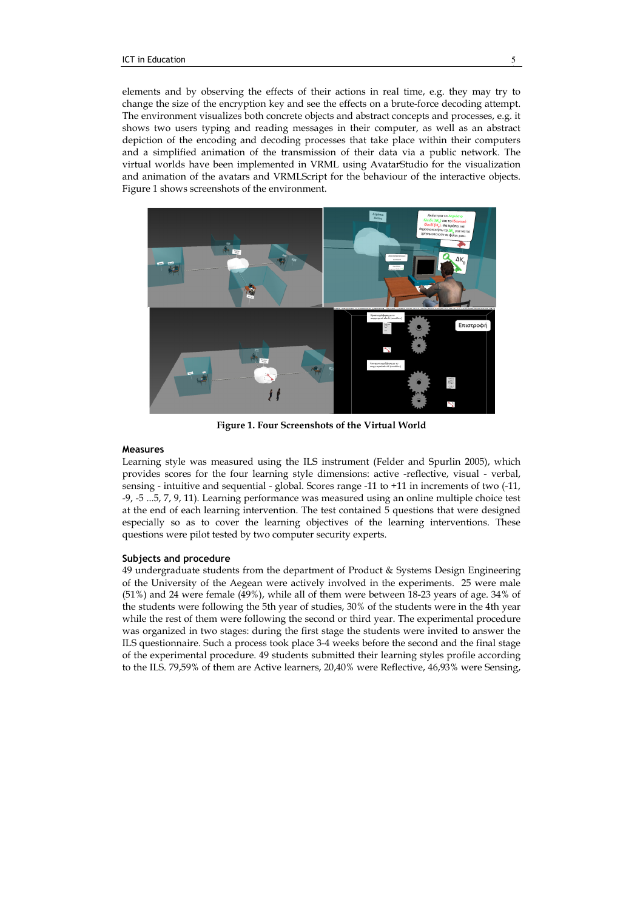elements and by observing the effects of their actions in real time, e.g. they may try to change the size of the encryption key and see the effects on a brute-force decoding attempt. The environment visualizes both concrete objects and abstract concepts and processes, e.g. it shows two users typing and reading messages in their computer, as well as an abstract depiction of the encoding and decoding processes that take place within their computers and a simplified animation of the transmission of their data via a public network. The virtual worlds have been implemented in VRML using AvatarStudio for the visualization and animation of the avatars and VRMLScript for the behaviour of the interactive objects. Figure 1 shows screenshots of the environment.

**Figure 1. Four Screenshots of the Virtual World**

### Measures

Learning style was measured using the ILS instrument (Felder and Spurlin 2005), which provides scores for the four learning style dimensions: active -reflective, visual - verbal, sensing - intuitive and sequential - global. Scores range -11 to +11 in increments of two (-11, -9, -5 ...5, 7, 9, 11). Learning performance was measured using an online multiple choice test at the end of each learning intervention. The test contained 5 questions that were designed especially so as to cover the learning objectives of the learning interventions. These questions were pilot tested by two computer security experts.

### Subjects and procedure

49 undergraduate students from the department of Product & Systems Design Engineering of the University of the Aegean were actively involved in the experiments. 25 were male (51%) and 24 were female (49%), while all of them were between 18-23 years of age. 34% of the students were following the 5th year of studies, 30% of the students were in the 4th year while the rest of them were following the second or third year. The experimental procedure was organized in two stages: during the first stage the students were invited to answer the ILS questionnaire. Such a process took place 3-4 weeks before the second and the final stage of the experimental procedure. 49 students submitted their learning styles profile according to the ILS. 79,59% of them are Active learners, 20,40% were Reflective, 46,93% were Sensing,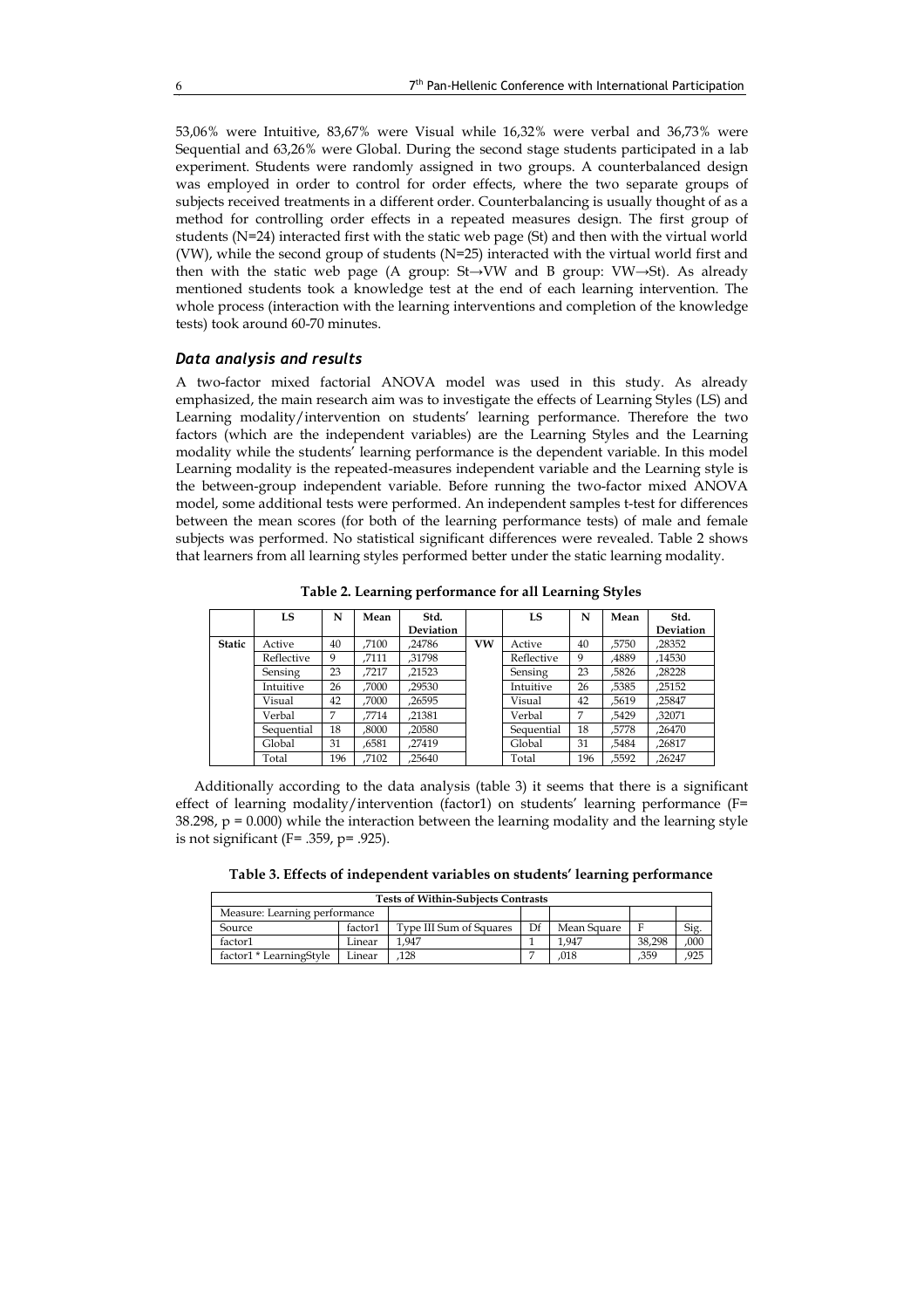53,06% were Intuitive, 83,67% were Visual while 16,32% were verbal and 36,73% were Sequential and 63,26% were Global. During the second stage students participated in a lab experiment. Students were randomly assigned in two groups. A counterbalanced design was employed in order to control for order effects, where the two separate groups of subjects received treatments in a different order. Counterbalancing is usually thought of as a method for controlling order effects in a repeated measures design. The first group of students (N=24) interacted first with the static web page (St) and then with the virtual world (VW), while the second group of students (N=25) interacted with the virtual world first and then with the static web page (A group: St→VW and B group: VW→St). As already mentioned students took a knowledge test at the end of each learning intervention. The whole process (interaction with the learning interventions and completion of the knowledge tests) took around 60-70 minutes.

### *Data analysis and results*

A two-factor mixed factorial ANOVA model was used in this study. As already emphasized, the main research aim was to investigate the effects of Learning Styles (LS) and Learning modality/intervention on students' learning performance. Therefore the two factors (which are the independent variables) are the Learning Styles and the Learning modality while the students' learning performance is the dependent variable. In this model Learning modality is the repeated-measures independent variable and the Learning style is the between-group independent variable. Before running the two-factor mixed ANOVA model, some additional tests were performed. An independent samples t-test for differences between the mean scores (for both of the learning performance tests) of male and female subjects was performed. No statistical significant differences were revealed. Table 2 shows that learners from all learning styles performed better under the static learning modality.

**Table 2. Learning performance for all Learning Styles**

| | LS | N | Mean | Std. Deviation | | LS | N | Mean | Std. Deviation |
|---|---|---|---|---|---|---|---|---|---|
| **Static** | Active | 40 | ,7100 | ,24786 | **VW** | Active | 40 | ,5750 | ,28352 |
| | Reflective | 9 | ,7111 | ,31798 | | Reflective | 9 | ,4889 | ,14530 |
| | Sensing | 23 | ,7217 | ,21523 | | Sensing | 23 | ,5826 | ,28228 |
| | Intuitive | 26 | ,7000 | ,29530 | | Intuitive | 26 | ,5385 | ,25152 |
| | Visual | 42 | ,7000 | ,26595 | | Visual | 42 | ,5619 | ,25847 |
| | Verbal | 7 | ,7714 | ,21381 | | Verbal | 7 | ,5429 | ,32071 |
| | Sequential | 18 | ,8000 | ,20580 | | Sequential | 18 | ,5778 | ,26470 |
| | Global | 31 | ,6581 | ,27419 | | Global | 31 | ,5484 | ,26817 |
| | Total | 196 | ,7102 | ,25640 | | Total | 196 | ,5592 | ,26247 |

Additionally according to the data analysis (table 3) it seems that there is a significant effect of learning modality/intervention (factor1) on students' learning performance ($F= 38.298$, $p = 0.000$) while the interaction between the learning modality and the learning style is not significant ($F= .359$, $p= .925$).

**Table 3. Effects of independent variables on students' learning performance**

| Tests of Within-Subjects Contrasts | | | | | | |
|---|---|---|---|---|---|---|
| Measure: Learning performance | | | | | | |
| Source | factor1 | Type III Sum of Squares | Df | Mean Square | F | Sig. |
| factor1 | Linear | 1,947 | 1 | 1,947 | 38,298 | ,000 |
| factor1 * LearningStyle | Linear | ,128 | 7 | ,018 | ,359 | ,925 |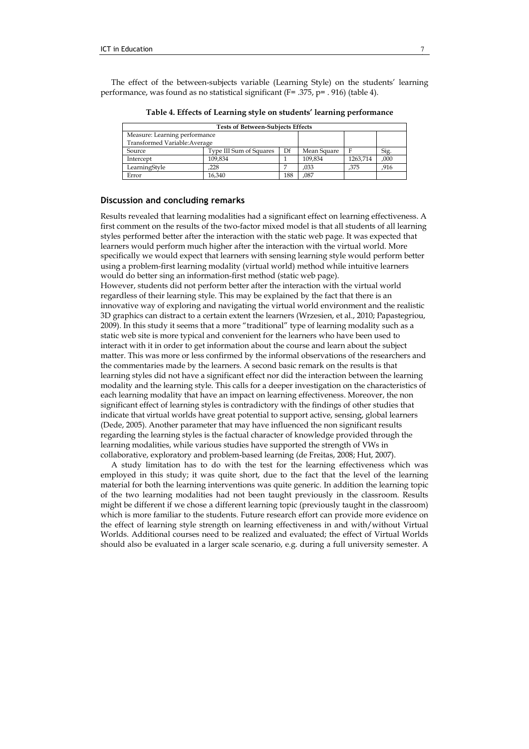The effect of the between-subjects variable (Learning Style) on the students' learning performance, was found as no statistical significant (F= .375, p= . 916) (table 4).

**Table 4. Effects of Learning style on students' learning performance**

| Tests of Between-Subjects Effects | | | | | |
|---|---|---|---|---|---|
| Measure: Learning performance<br>Transformed Variable:Average | | | | | |
| Source | Type III Sum of Squares | Df | Mean Square | F | Sig. |
| Intercept | 109,834 | 1 | 109,834 | 1263,714 | ,000 |
| LearningStyle | ,228 | 7 | ,033 | ,375 | ,916 |
| Error | 16,340 | 188 | ,087 | | |

## Discussion and concluding remarks

Results revealed that learning modalities had a significant effect on learning effectiveness. A first comment on the results of the two-factor mixed model is that all students of all learning styles performed better after the interaction with the static web page. It was expected that learners would perform much higher after the interaction with the virtual world. More specifically we would expect that learners with sensing learning style would perform better using a problem-first learning modality (virtual world) method while intuitive learners would do better sing an information-first method (static web page).

However, students did not perform better after the interaction with the virtual world regardless of their learning style. This may be explained by the fact that there is an innovative way of exploring and navigating the virtual world environment and the realistic 3D graphics can distract to a certain extent the learners (Wrzesien, et al., 2010; Papastegriou, 2009). In this study it seems that a more "traditional" type of learning modality such as a static web site is more typical and convenient for the learners who have been used to interact with it in order to get information about the course and learn about the subject matter. This was more or less confirmed by the informal observations of the researchers and the commentaries made by the learners. A second basic remark on the results is that learning styles did not have a significant effect nor did the interaction between the learning modality and the learning style. This calls for a deeper investigation on the characteristics of each learning modality that have an impact on learning effectiveness. Moreover, the non significant effect of learning styles is contradictory with the findings of other studies that indicate that virtual worlds have great potential to support active, sensing, global learners (Dede, 2005). Another parameter that may have influenced the non significant results regarding the learning styles is the factual character of knowledge provided through the learning modalities, while various studies have supported the strength of VWs in collaborative, exploratory and problem-based learning (de Freitas, 2008; Hut, 2007).

A study limitation has to do with the test for the learning effectiveness which was employed in this study; it was quite short, due to the fact that the level of the learning material for both the learning interventions was quite generic. In addition the learning topic of the two learning modalities had not been taught previously in the classroom. Results might be different if we chose a different learning topic (previously taught in the classroom) which is more familiar to the students. Future research effort can provide more evidence on the effect of learning style strength on learning effectiveness in and with/without Virtual Worlds. Additional courses need to be realized and evaluated; the effect of Virtual Worlds should also be evaluated in a larger scale scenario, e.g. during a full university semester. A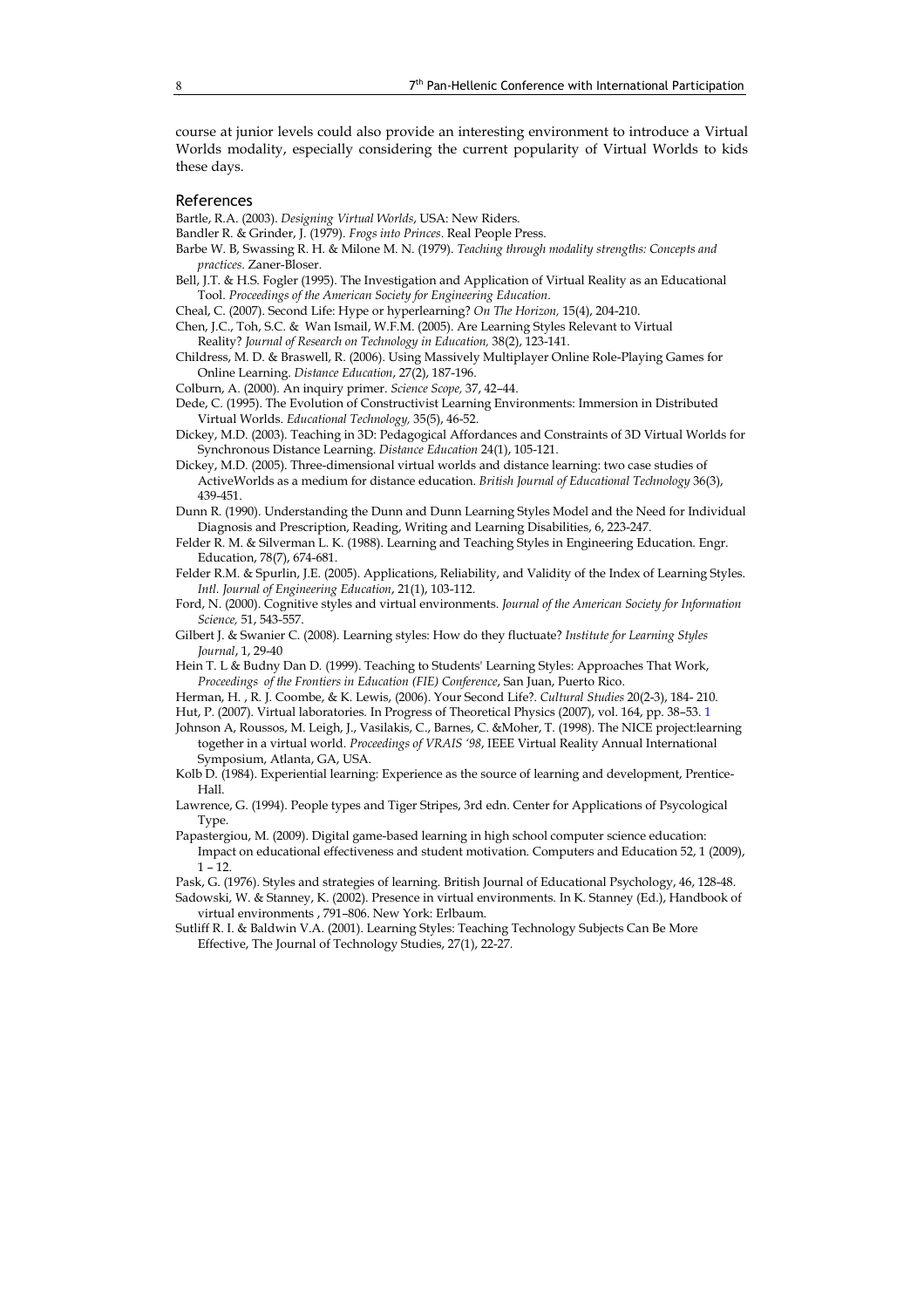course at junior levels could also provide an interesting environment to introduce a Virtual Worlds modality, especially considering the current popularity of Virtual Worlds to kids these days.

## References

Bartle, R.A. (2003). *Designing Virtual Worlds*, USA: New Riders.

Bandler R. & Grinder, J. (1979). *Frogs into Princes*. Real People Press.

Barbe W. B, Swassing R. H. & Milone M. N. (1979). *Teaching through modality strengths: Concepts and practices*. Zaner-Bloser.

Bell, J.T. & H.S. Fogler (1995). The Investigation and Application of Virtual Reality as an Educational Tool. *Proceedings of the American Society for Engineering Education*.

Cheal, C. (2007). Second Life: Hype or hyperlearning? *On The Horizon,* 15(4), 204-210.

Chen, J.C., Toh, S.C. & Wan Ismail, W.F.M. (2005). Are Learning Styles Relevant to Virtual Reality? *Journal of Research on Technology in Education,* 38(2), 123-141.

Childress, M. D. & Braswell, R. (2006). Using Massively Multiplayer Online Role-Playing Games for Online Learning. *Distance Education*, 27(2), 187-196.

Colburn, A. (2000). An inquiry primer. *Science Scope,* 37, 42–44.

Dede, C. (1995). The Evolution of Constructivist Learning Environments: Immersion in Distributed Virtual Worlds. *Educational Technology,* 35(5), 46-52.

Dickey, M.D. (2003). Teaching in 3D: Pedagogical Affordances and Constraints of 3D Virtual Worlds for Synchronous Distance Learning. *Distance Education* 24(1), 105-121.

Dickey, M.D. (2005). Three-dimensional virtual worlds and distance learning: two case studies of ActiveWorlds as a medium for distance education. *British Journal of Educational Technology* 36(3), 439-451.

Dunn R. (1990). Understanding the Dunn and Dunn Learning Styles Model and the Need for Individual Diagnosis and Prescription, Reading, Writing and Learning Disabilities, 6, 223-247.

Felder R. M. & Silverman L. K. (1988). Learning and Teaching Styles in Engineering Education. Engr. Education, 78(7), 674-681.

Felder R.M. & Spurlin, J.E. (2005). Applications, Reliability, and Validity of the Index of Learning Styles. *Intl. Journal of Engineering Education*, 21(1), 103-112.

Ford, N. (2000). Cognitive styles and virtual environments. *Journal of the American Society for Information Science,* 51, 543-557.

Gilbert J. & Swanier C. (2008). Learning styles: How do they fluctuate? *Institute for Learning Styles Journal*, 1, 29-40

Hein T. L & Budny Dan D. (1999). Teaching to Students' Learning Styles: Approaches That Work, *Proceedings of the Frontiers in Education (FIE) Conference*, San Juan, Puerto Rico.

Herman, H. , R. J. Coombe, & K. Lewis, (2006). Your Second Life?. *Cultural Studies* 20(2-3), 184- 210.

Hut, P. (2007). Virtual laboratories. In Progress of Theoretical Physics (2007), vol. 164, pp. 38–53. 1

Johnson A, Roussos, M. Leigh, J., Vasilakis, C., Barnes, C. &Moher, T. (1998). The NICE project:learning together in a virtual world. *Proceedings of VRAIS '98*, IEEE Virtual Reality Annual International Symposium, Atlanta, GA, USA.

Kolb D. (1984). Experiential learning: Experience as the source of learning and development, Prentice-Hall.

Lawrence, G. (1994). People types and Tiger Stripes, 3rd edn. Center for Applications of Psycological Type.

Papastergiou, M. (2009). Digital game-based learning in high school computer science education: Impact on educational effectiveness and student motivation. Computers and Education 52, 1 (2009), 1 – 12.

Pask, G. (1976). Styles and strategies of learning. British Journal of Educational Psychology, 46, 128-48.

Sadowski, W. & Stanney, K. (2002). Presence in virtual environments. In K. Stanney (Ed.), Handbook of virtual environments , 791–806. New York: Erlbaum.

Sutliff R. I. & Baldwin V.A. (2001). Learning Styles: Teaching Technology Subjects Can Be More Effective, The Journal of Technology Studies, 27(1), 22-27.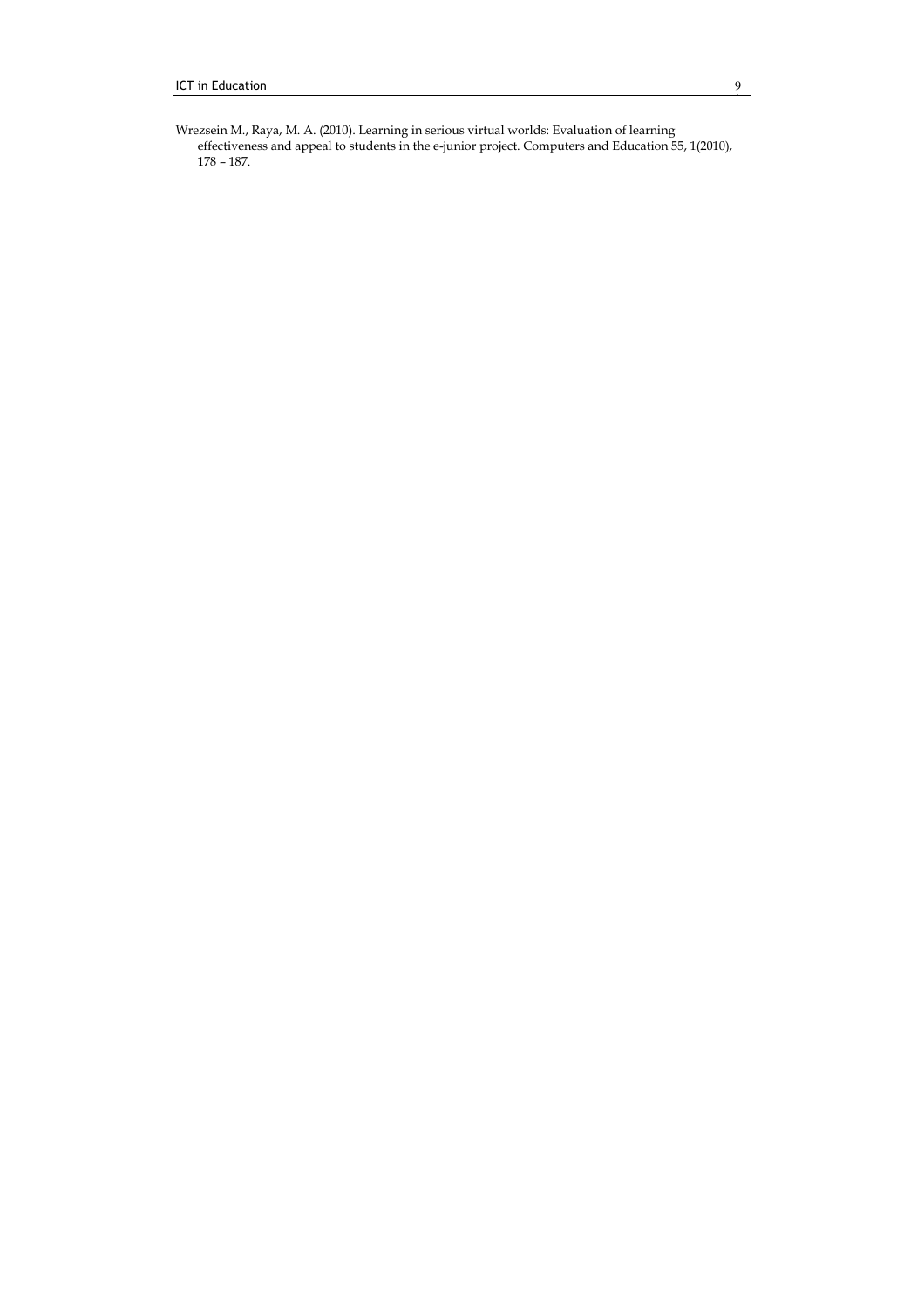Wrezsein M., Raya, M. A. (2010). Learning in serious virtual worlds: Evaluation of learning effectiveness and appeal to students in the e-junior project. Computers and Education 55, 1(2010), 178 – 187.